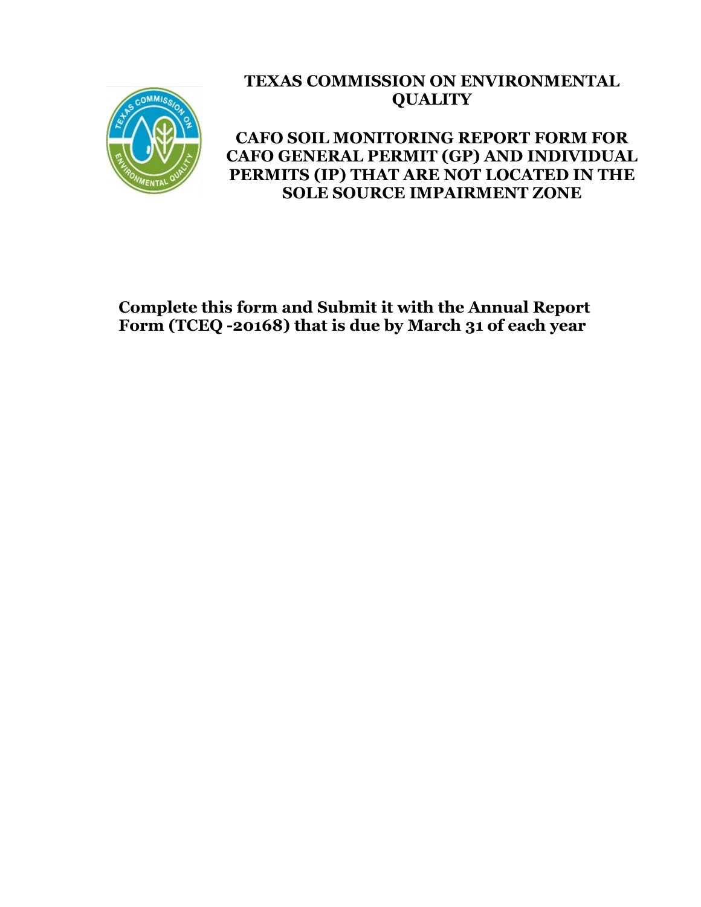# TEXAS COMMISSION ON ENVIRONMENTAL QUALITY

## CAFO SOIL MONITORING REPORT FORM FOR CAFO GENERAL PERMIT (GP) AND INDIVIDUAL PERMITS (IP) THAT ARE NOT LOCATED IN THE SOLE SOURCE IMPAIRMENT ZONE

**Complete this form and Submit it with the Annual Report Form (TCEQ -20168) that is due by March 31 of each year**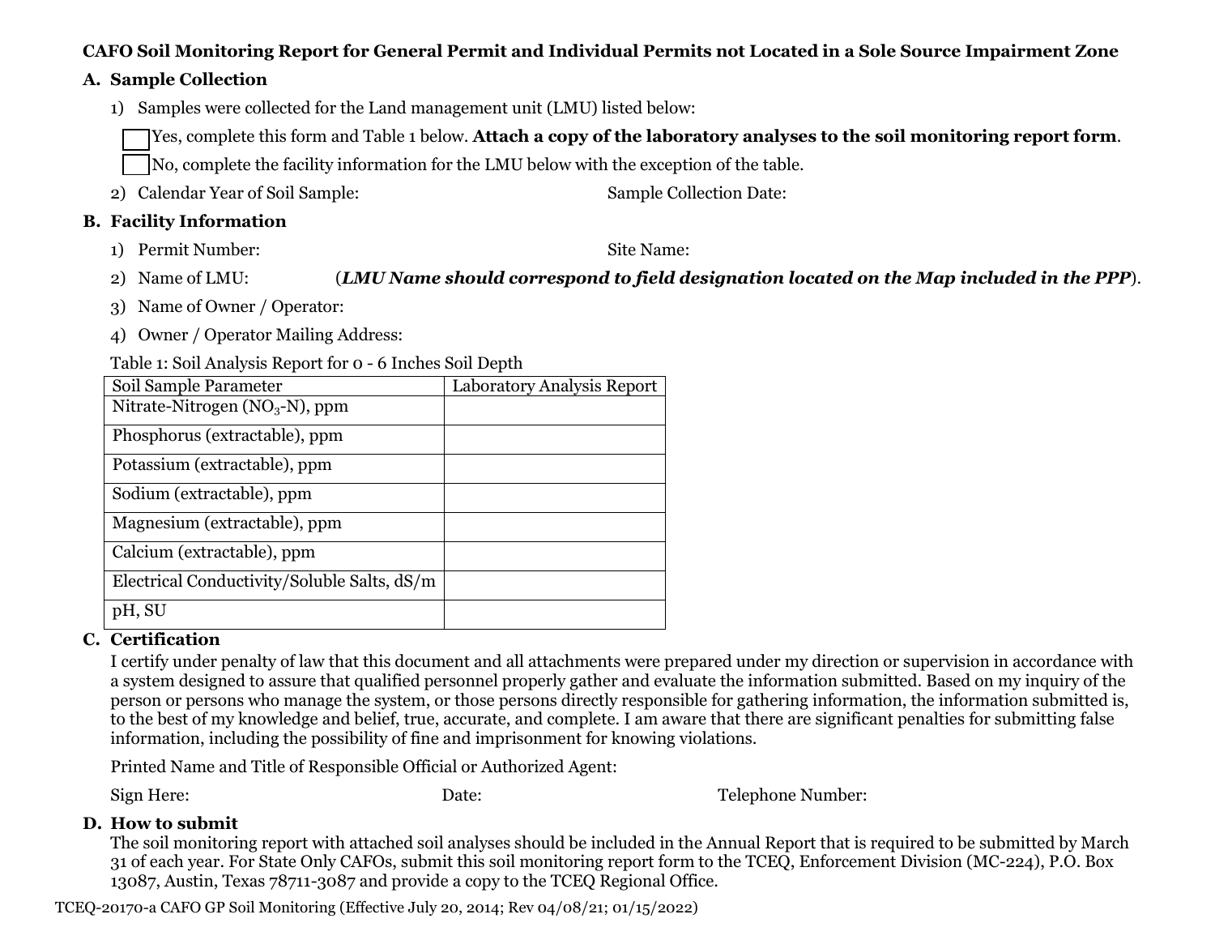**CAFO Soil Monitoring Report for General Permit and Individual Permits not Located in a Sole Source Impairment Zone**

**A. Sample Collection**

1) Samples were collected for the Land management unit (LMU) listed below:

☐ Yes, complete this form and Table 1 below. **Attach a copy of the laboratory analyses to the soil monitoring report form**.

☐ No, complete the facility information for the LMU below with the exception of the table.

2) Calendar Year of Soil Sample: Sample Collection Date:

**B. Facility Information**

1) Permit Number: Site Name:

2) Name of LMU: (***LMU Name should correspond to field designation located on the Map included in the PPP***).

3) Name of Owner / Operator:

4) Owner / Operator Mailing Address:

Table 1: Soil Analysis Report for 0 - 6 Inches Soil Depth

| Soil Sample Parameter | Laboratory Analysis Report |
|---|---|
| Nitrate-Nitrogen ($NO_3$-N), ppm | |
| Phosphorus (extractable), ppm | |
| Potassium (extractable), ppm | |
| Sodium (extractable), ppm | |
| Magnesium (extractable), ppm | |
| Calcium (extractable), ppm | |
| Electrical Conductivity/Soluble Salts, dS/m | |
| pH, SU | |

**C. Certification**

I certify under penalty of law that this document and all attachments were prepared under my direction or supervision in accordance with a system designed to assure that qualified personnel properly gather and evaluate the information submitted. Based on my inquiry of the person or persons who manage the system, or those persons directly responsible for gathering information, the information submitted is, to the best of my knowledge and belief, true, accurate, and complete. I am aware that there are significant penalties for submitting false information, including the possibility of fine and imprisonment for knowing violations.

Printed Name and Title of Responsible Official or Authorized Agent:

Sign Here: Date: Telephone Number:

**D. How to submit**

The soil monitoring report with attached soil analyses should be included in the Annual Report that is required to be submitted by March 31 of each year. For State Only CAFOs, submit this soil monitoring report form to the TCEQ, Enforcement Division (MC-224), P.O. Box 13087, Austin, Texas 78711-3087 and provide a copy to the TCEQ Regional Office.

TCEQ-20170-a CAFO GP Soil Monitoring (Effective July 20, 2014; Rev 04/08/21; 01/15/2022)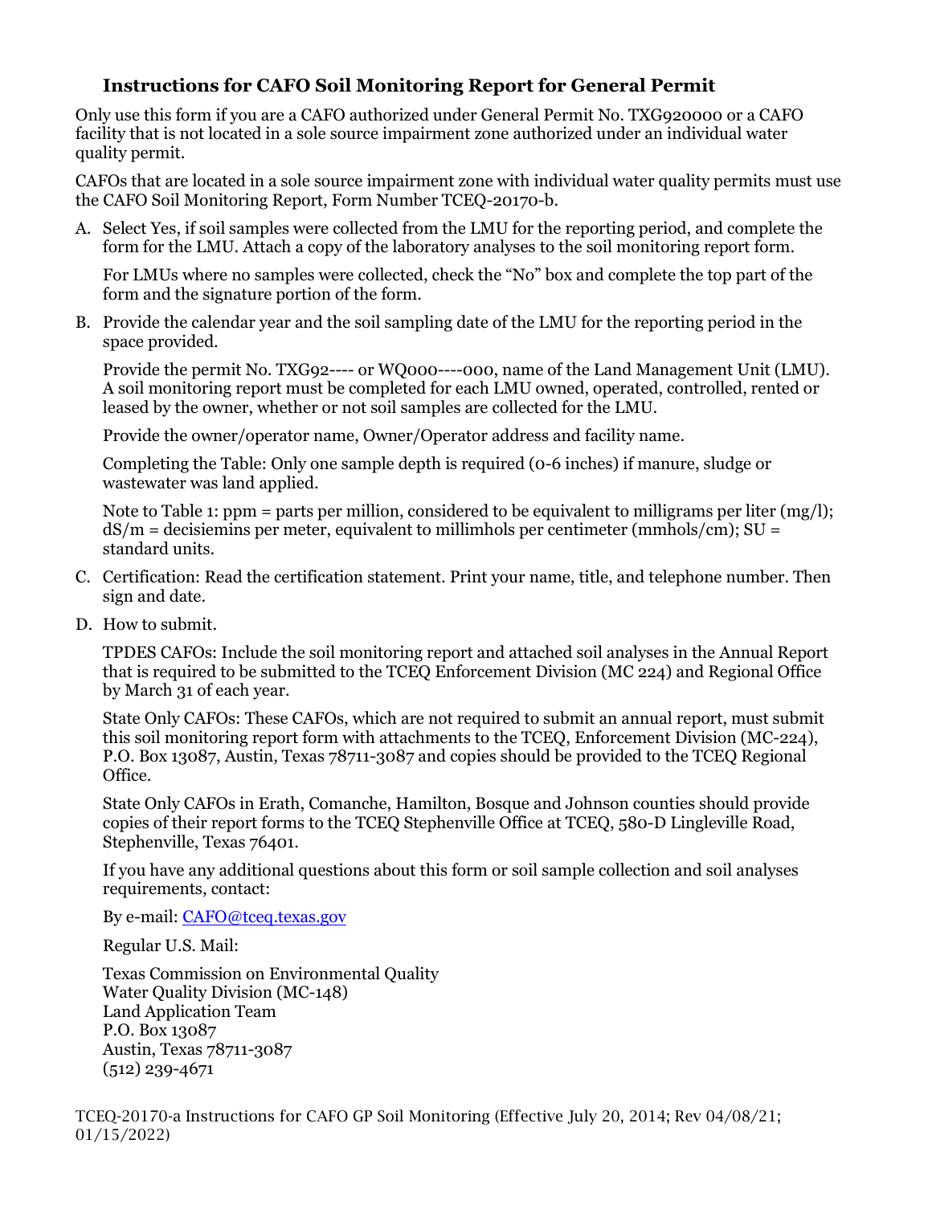## Instructions for CAFO Soil Monitoring Report for General Permit

Only use this form if you are a CAFO authorized under General Permit No. TXG920000 or a CAFO facility that is not located in a sole source impairment zone authorized under an individual water quality permit.

CAFOs that are located in a sole source impairment zone with individual water quality permits must use the CAFO Soil Monitoring Report, Form Number TCEQ-20170-b.

A. Select Yes, if soil samples were collected from the LMU for the reporting period, and complete the form for the LMU. Attach a copy of the laboratory analyses to the soil monitoring report form.

   For LMUs where no samples were collected, check the "No" box and complete the top part of the form and the signature portion of the form.

B. Provide the calendar year and the soil sampling date of the LMU for the reporting period in the space provided.

   Provide the permit No. TXG92---- or WQ000----000, name of the Land Management Unit (LMU). A soil monitoring report must be completed for each LMU owned, operated, controlled, rented or leased by the owner, whether or not soil samples are collected for the LMU.

   Provide the owner/operator name, Owner/Operator address and facility name.

   Completing the Table: Only one sample depth is required (0-6 inches) if manure, sludge or wastewater was land applied.

   Note to Table 1: ppm = parts per million, considered to be equivalent to milligrams per liter (mg/l); dS/m = decisiemins per meter, equivalent to millimhols per centimeter (mmhols/cm); SU = standard units.

C. Certification: Read the certification statement. Print your name, title, and telephone number. Then sign and date.

D. How to submit.

   TPDES CAFOs: Include the soil monitoring report and attached soil analyses in the Annual Report that is required to be submitted to the TCEQ Enforcement Division (MC 224) and Regional Office by March 31 of each year.

   State Only CAFOs: These CAFOs, which are not required to submit an annual report, must submit this soil monitoring report form with attachments to the TCEQ, Enforcement Division (MC-224), P.O. Box 13087, Austin, Texas 78711-3087 and copies should be provided to the TCEQ Regional Office.

   State Only CAFOs in Erath, Comanche, Hamilton, Bosque and Johnson counties should provide copies of their report forms to the TCEQ Stephenville Office at TCEQ, 580-D Lingleville Road, Stephenville, Texas 76401.

   If you have any additional questions about this form or soil sample collection and soil analyses requirements, contact:

   By e-mail: CAFO@tceq.texas.gov

   Regular U.S. Mail:

   Texas Commission on Environmental Quality
   Water Quality Division (MC-148)
   Land Application Team
   P.O. Box 13087
   Austin, Texas 78711-3087
   (512) 239-4671

TCEQ-20170-a Instructions for CAFO GP Soil Monitoring (Effective July 20, 2014; Rev 04/08/21; 01/15/2022)